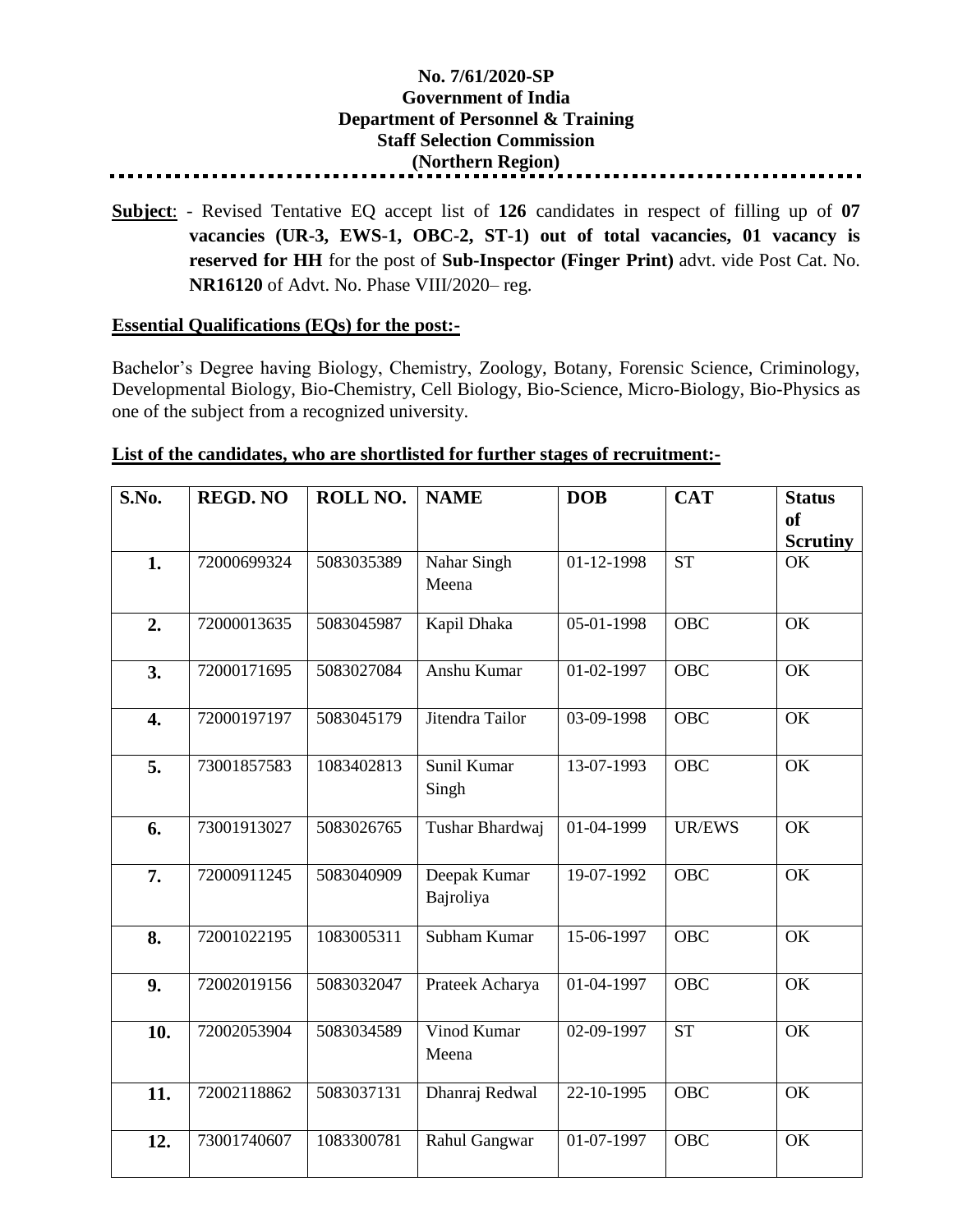**No. 7/61/2020-SP**
**Government of India**
**Department of Personnel & Training**
**Staff Selection Commission**
**(Northern Region)**

**Subject**: - Revised Tentative EQ accept list of **126** candidates in respect of filling up of **07 vacancies (UR-3, EWS-1, OBC-2, ST-1) out of total vacancies, 01 vacancy is reserved for HH** for the post of **Sub-Inspector (Finger Print)** advt. vide Post Cat. No. **NR16120** of Advt. No. Phase VIII/2020– reg.

**Essential Qualifications (EQs) for the post:-**

Bachelor's Degree having Biology, Chemistry, Zoology, Botany, Forensic Science, Criminology, Developmental Biology, Bio-Chemistry, Cell Biology, Bio-Science, Micro-Biology, Bio-Physics as one of the subject from a recognized university.

**List of the candidates, who are shortlisted for further stages of recruitment:-**

| S.No. | REGD. NO | ROLL NO. | NAME | DOB | CAT | Status of Scrutiny |
|---|---|---|---|---|---|---|
| 1. | 72000699324 | 5083035389 | Nahar Singh Meena | 01-12-1998 | ST | OK |
| 2. | 72000013635 | 5083045987 | Kapil Dhaka | 05-01-1998 | OBC | OK |
| 3. | 72000171695 | 5083027084 | Anshu Kumar | 01-02-1997 | OBC | OK |
| 4. | 72000197197 | 5083045179 | Jitendra Tailor | 03-09-1998 | OBC | OK |
| 5. | 73001857583 | 1083402813 | Sunil Kumar Singh | 13-07-1993 | OBC | OK |
| 6. | 73001913027 | 5083026765 | Tushar Bhardwaj | 01-04-1999 | UR/EWS | OK |
| 7. | 72000911245 | 5083040909 | Deepak Kumar Bajroliya | 19-07-1992 | OBC | OK |
| 8. | 72001022195 | 1083005311 | Subham Kumar | 15-06-1997 | OBC | OK |
| 9. | 72002019156 | 5083032047 | Prateek Acharya | 01-04-1997 | OBC | OK |
| 10. | 72002053904 | 5083034589 | Vinod Kumar Meena | 02-09-1997 | ST | OK |
| 11. | 72002118862 | 5083037131 | Dhanraj Redwal | 22-10-1995 | OBC | OK |
| 12. | 73001740607 | 1083300781 | Rahul Gangwar | 01-07-1997 | OBC | OK |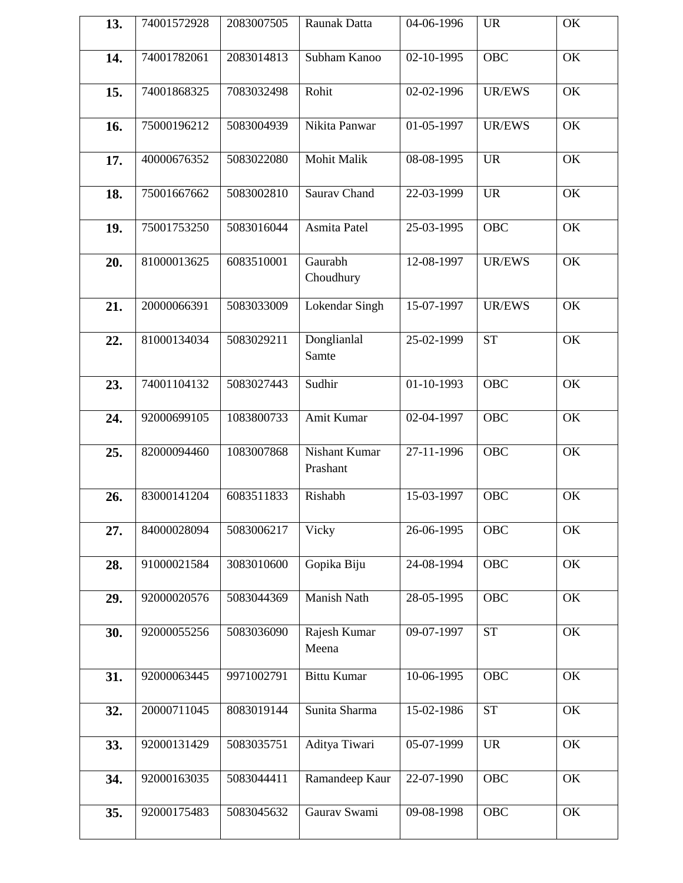| **13.** | 74001572928 | 2083007505 | Raunak Datta | 04-06-1996 | UR | OK |
|---|---|---|---|---|---|---|
| **14.** | 74001782061 | 2083014813 | Subham Kanoo | 02-10-1995 | OBC | OK |
| **15.** | 74001868325 | 7083032498 | Rohit | 02-02-1996 | UR/EWS | OK |
| **16.** | 75000196212 | 5083004939 | Nikita Panwar | 01-05-1997 | UR/EWS | OK |
| **17.** | 40000676352 | 5083022080 | Mohit Malik | 08-08-1995 | UR | OK |
| **18.** | 75001667662 | 5083002810 | Saurav Chand | 22-03-1999 | UR | OK |
| **19.** | 75001753250 | 5083016044 | Asmita Patel | 25-03-1995 | OBC | OK |
| **20.** | 81000013625 | 6083510001 | Gaurabh Choudhury | 12-08-1997 | UR/EWS | OK |
| **21.** | 20000066391 | 5083033009 | Lokendar Singh | 15-07-1997 | UR/EWS | OK |
| **22.** | 81000134034 | 5083029211 | Donglianlal Samte | 25-02-1999 | ST | OK |
| **23.** | 74001104132 | 5083027443 | Sudhir | 01-10-1993 | OBC | OK |
| **24.** | 92000699105 | 1083800733 | Amit Kumar | 02-04-1997 | OBC | OK |
| **25.** | 82000094460 | 1083007868 | Nishant Kumar Prashant | 27-11-1996 | OBC | OK |
| **26.** | 83000141204 | 6083511833 | Rishabh | 15-03-1997 | OBC | OK |
| **27.** | 84000028094 | 5083006217 | Vicky | 26-06-1995 | OBC | OK |
| **28.** | 91000021584 | 3083010600 | Gopika Biju | 24-08-1994 | OBC | OK |
| **29.** | 92000020576 | 5083044369 | Manish Nath | 28-05-1995 | OBC | OK |
| **30.** | 92000055256 | 5083036090 | Rajesh Kumar Meena | 09-07-1997 | ST | OK |
| **31.** | 92000063445 | 9971002791 | Bittu Kumar | 10-06-1995 | OBC | OK |
| **32.** | 20000711045 | 8083019144 | Sunita Sharma | 15-02-1986 | ST | OK |
| **33.** | 92000131429 | 5083035751 | Aditya Tiwari | 05-07-1999 | UR | OK |
| **34.** | 92000163035 | 5083044411 | Ramandeep Kaur | 22-07-1990 | OBC | OK |
| **35.** | 92000175483 | 5083045632 | Gaurav Swami | 09-08-1998 | OBC | OK |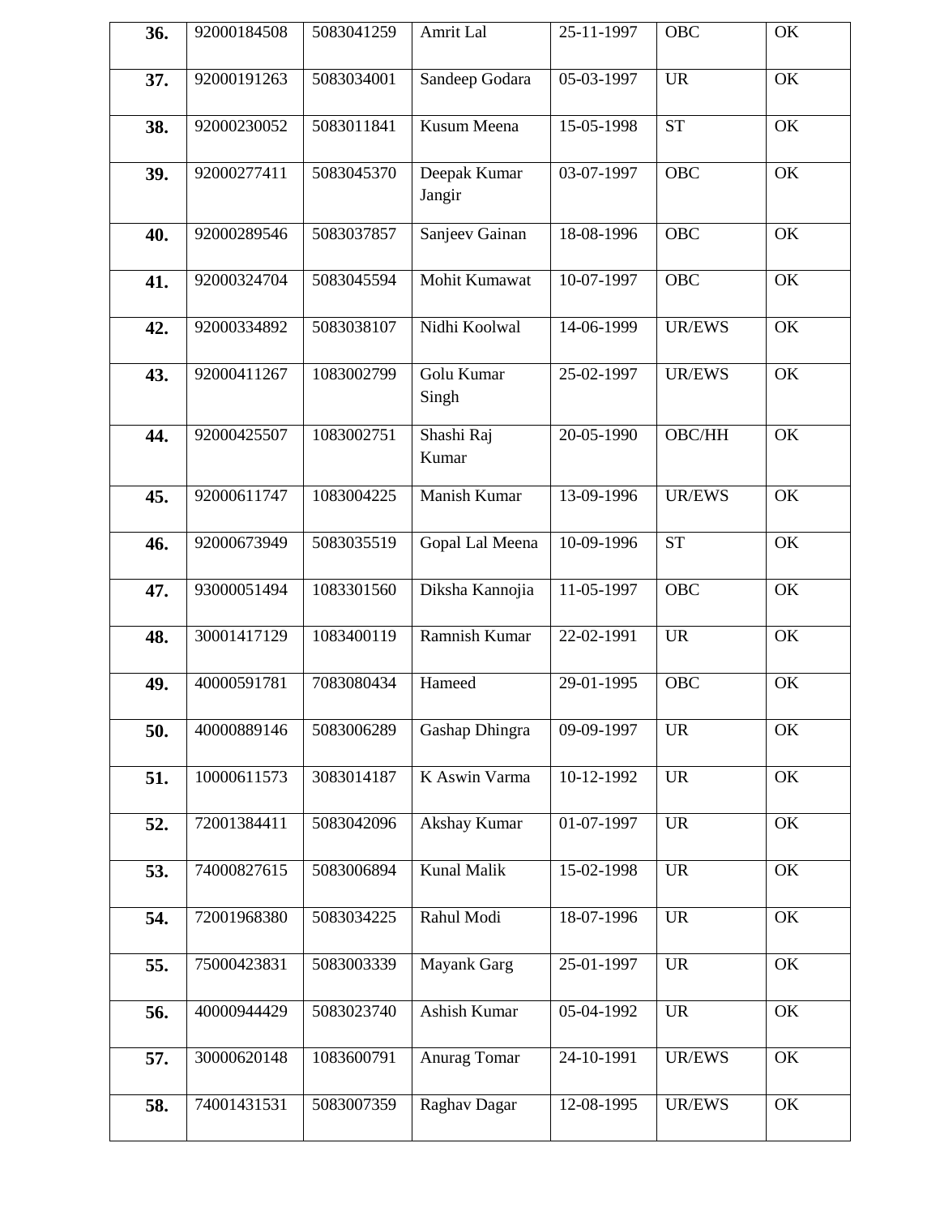| 36. | 92000184508 | 5083041259 | Amrit Lal | 25-11-1997 | OBC | OK |
|---|---|---|---|---|---|---|
| 37. | 92000191263 | 5083034001 | Sandeep Godara | 05-03-1997 | UR | OK |
| 38. | 92000230052 | 5083011841 | Kusum Meena | 15-05-1998 | ST | OK |
| 39. | 92000277411 | 5083045370 | Deepak Kumar Jangir | 03-07-1997 | OBC | OK |
| 40. | 92000289546 | 5083037857 | Sanjeev Gainan | 18-08-1996 | OBC | OK |
| 41. | 92000324704 | 5083045594 | Mohit Kumawat | 10-07-1997 | OBC | OK |
| 42. | 92000334892 | 5083038107 | Nidhi Koolwal | 14-06-1999 | UR/EWS | OK |
| 43. | 92000411267 | 1083002799 | Golu Kumar Singh | 25-02-1997 | UR/EWS | OK |
| 44. | 92000425507 | 1083002751 | Shashi Raj Kumar | 20-05-1990 | OBC/HH | OK |
| 45. | 92000611747 | 1083004225 | Manish Kumar | 13-09-1996 | UR/EWS | OK |
| 46. | 92000673949 | 5083035519 | Gopal Lal Meena | 10-09-1996 | ST | OK |
| 47. | 93000051494 | 1083301560 | Diksha Kannojia | 11-05-1997 | OBC | OK |
| 48. | 30001417129 | 1083400119 | Ramnish Kumar | 22-02-1991 | UR | OK |
| 49. | 40000591781 | 7083080434 | Hameed | 29-01-1995 | OBC | OK |
| 50. | 40000889146 | 5083006289 | Gashap Dhingra | 09-09-1997 | UR | OK |
| 51. | 10000611573 | 3083014187 | K Aswin Varma | 10-12-1992 | UR | OK |
| 52. | 72001384411 | 5083042096 | Akshay Kumar | 01-07-1997 | UR | OK |
| 53. | 74000827615 | 5083006894 | Kunal Malik | 15-02-1998 | UR | OK |
| 54. | 72001968380 | 5083034225 | Rahul Modi | 18-07-1996 | UR | OK |
| 55. | 75000423831 | 5083003339 | Mayank Garg | 25-01-1997 | UR | OK |
| 56. | 40000944429 | 5083023740 | Ashish Kumar | 05-04-1992 | UR | OK |
| 57. | 30000620148 | 1083600791 | Anurag Tomar | 24-10-1991 | UR/EWS | OK |
| 58. | 74001431531 | 5083007359 | Raghav Dagar | 12-08-1995 | UR/EWS | OK |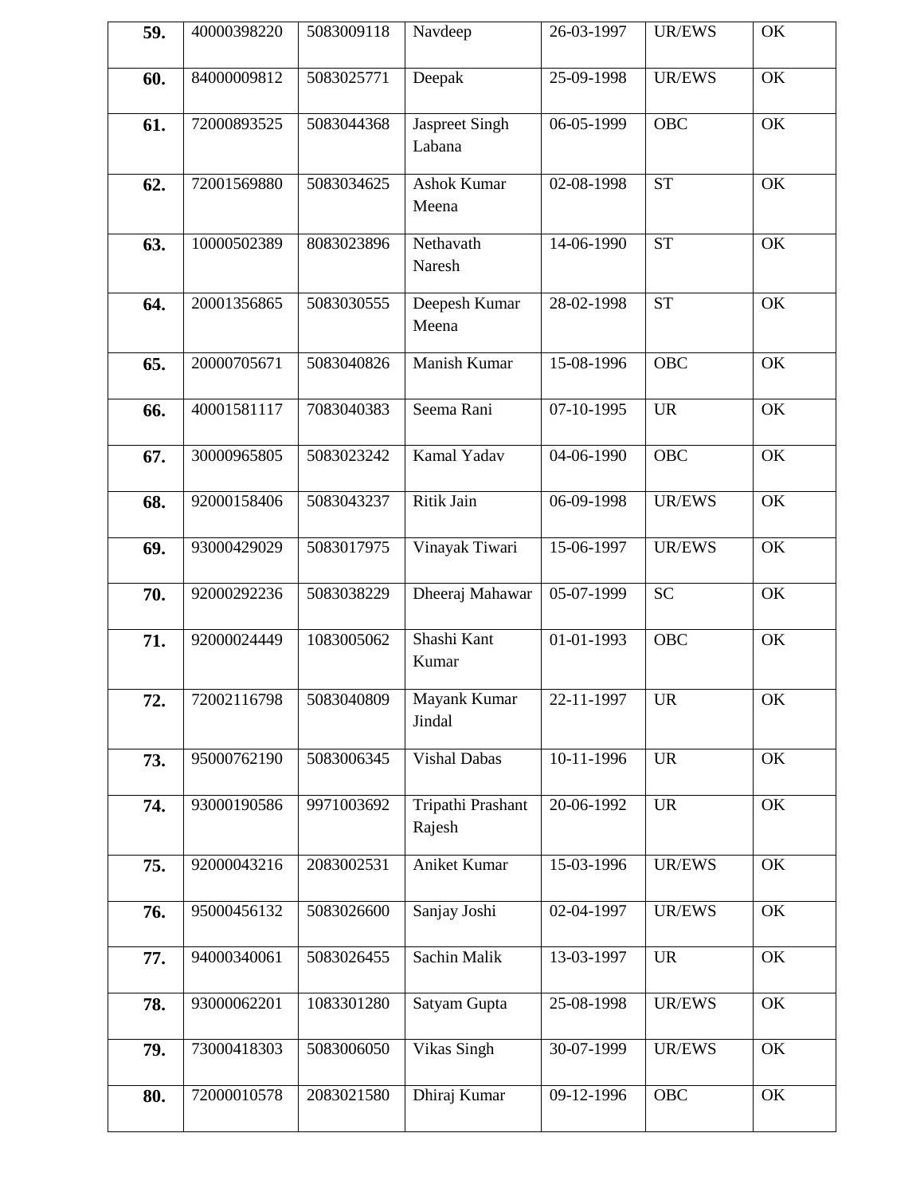| **59.** | 40000398220 | 5083009118 | Navdeep | 26-03-1997 | UR/EWS | OK |
|---|---|---|---|---|---|---|
| **60.** | 84000009812 | 5083025771 | Deepak | 25-09-1998 | UR/EWS | OK |
| **61.** | 72000893525 | 5083044368 | Jaspreet Singh Labana | 06-05-1999 | OBC | OK |
| **62.** | 72001569880 | 5083034625 | Ashok Kumar Meena | 02-08-1998 | ST | OK |
| **63.** | 10000502389 | 8083023896 | Nethavath Naresh | 14-06-1990 | ST | OK |
| **64.** | 20001356865 | 5083030555 | Deepesh Kumar Meena | 28-02-1998 | ST | OK |
| **65.** | 20000705671 | 5083040826 | Manish Kumar | 15-08-1996 | OBC | OK |
| **66.** | 40001581117 | 7083040383 | Seema Rani | 07-10-1995 | UR | OK |
| **67.** | 30000965805 | 5083023242 | Kamal Yadav | 04-06-1990 | OBC | OK |
| **68.** | 92000158406 | 5083043237 | Ritik Jain | 06-09-1998 | UR/EWS | OK |
| **69.** | 93000429029 | 5083017975 | Vinayak Tiwari | 15-06-1997 | UR/EWS | OK |
| **70.** | 92000292236 | 5083038229 | Dheeraj Mahawar | 05-07-1999 | SC | OK |
| **71.** | 92000024449 | 1083005062 | Shashi Kant Kumar | 01-01-1993 | OBC | OK |
| **72.** | 72002116798 | 5083040809 | Mayank Kumar Jindal | 22-11-1997 | UR | OK |
| **73.** | 95000762190 | 5083006345 | Vishal Dabas | 10-11-1996 | UR | OK |
| **74.** | 93000190586 | 9971003692 | Tripathi Prashant Rajesh | 20-06-1992 | UR | OK |
| **75.** | 92000043216 | 2083002531 | Aniket Kumar | 15-03-1996 | UR/EWS | OK |
| **76.** | 95000456132 | 5083026600 | Sanjay Joshi | 02-04-1997 | UR/EWS | OK |
| **77.** | 94000340061 | 5083026455 | Sachin Malik | 13-03-1997 | UR | OK |
| **78.** | 93000062201 | 1083301280 | Satyam Gupta | 25-08-1998 | UR/EWS | OK |
| **79.** | 73000418303 | 5083006050 | Vikas Singh | 30-07-1999 | UR/EWS | OK |
| **80.** | 72000010578 | 2083021580 | Dhiraj Kumar | 09-12-1996 | OBC | OK |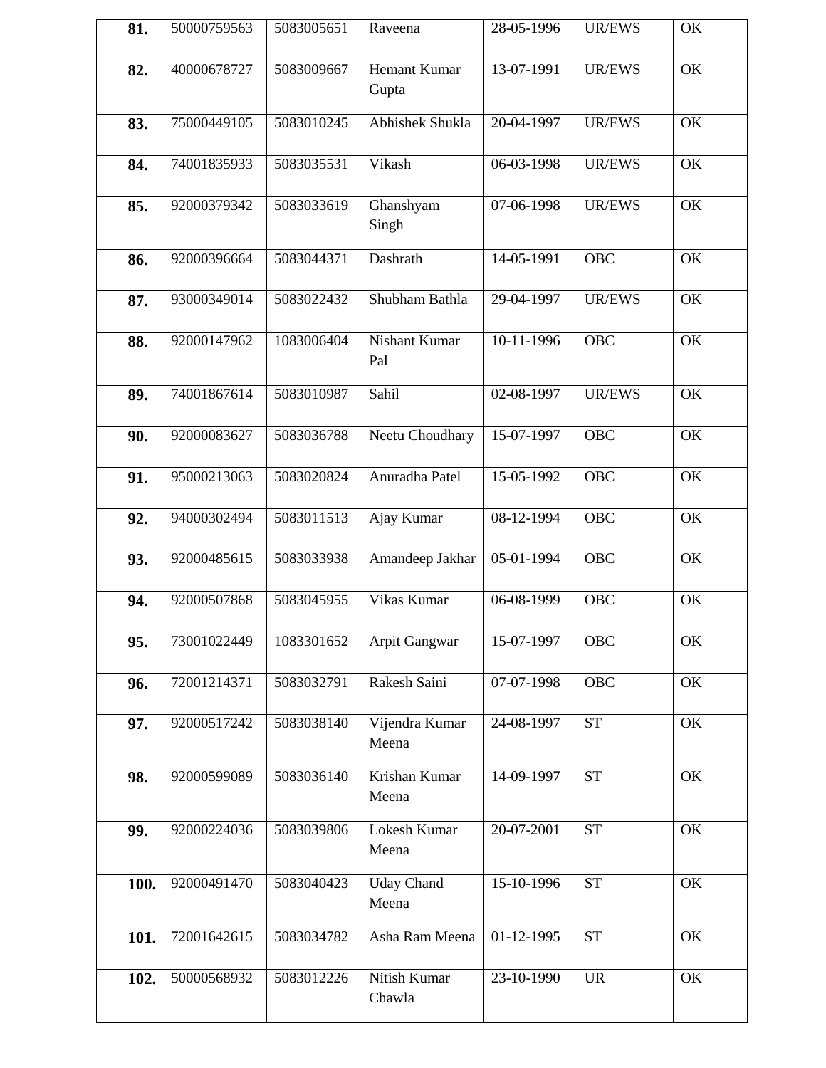| 81. | 50000759563 | 5083005651 | Raveena | 28-05-1996 | UR/EWS | OK |
|---|---|---|---|---|---|---|
| 82. | 40000678727 | 5083009667 | Hemant Kumar Gupta | 13-07-1991 | UR/EWS | OK |
| 83. | 75000449105 | 5083010245 | Abhishek Shukla | 20-04-1997 | UR/EWS | OK |
| 84. | 74001835933 | 5083035531 | Vikash | 06-03-1998 | UR/EWS | OK |
| 85. | 92000379342 | 5083033619 | Ghanshyam Singh | 07-06-1998 | UR/EWS | OK |
| 86. | 92000396664 | 5083044371 | Dashrath | 14-05-1991 | OBC | OK |
| 87. | 93000349014 | 5083022432 | Shubham Bathla | 29-04-1997 | UR/EWS | OK |
| 88. | 92000147962 | 1083006404 | Nishant Kumar Pal | 10-11-1996 | OBC | OK |
| 89. | 74001867614 | 5083010987 | Sahil | 02-08-1997 | UR/EWS | OK |
| 90. | 92000083627 | 5083036788 | Neetu Choudhary | 15-07-1997 | OBC | OK |
| 91. | 95000213063 | 5083020824 | Anuradha Patel | 15-05-1992 | OBC | OK |
| 92. | 94000302494 | 5083011513 | Ajay Kumar | 08-12-1994 | OBC | OK |
| 93. | 92000485615 | 5083033938 | Amandeep Jakhar | 05-01-1994 | OBC | OK |
| 94. | 92000507868 | 5083045955 | Vikas Kumar | 06-08-1999 | OBC | OK |
| 95. | 73001022449 | 1083301652 | Arpit Gangwar | 15-07-1997 | OBC | OK |
| 96. | 72001214371 | 5083032791 | Rakesh Saini | 07-07-1998 | OBC | OK |
| 97. | 92000517242 | 5083038140 | Vijendra Kumar Meena | 24-08-1997 | ST | OK |
| 98. | 92000599089 | 5083036140 | Krishan Kumar Meena | 14-09-1997 | ST | OK |
| 99. | 92000224036 | 5083039806 | Lokesh Kumar Meena | 20-07-2001 | ST | OK |
| 100. | 92000491470 | 5083040423 | Uday Chand Meena | 15-10-1996 | ST | OK |
| 101. | 72001642615 | 5083034782 | Asha Ram Meena | 01-12-1995 | ST | OK |
| 102. | 50000568932 | 5083012226 | Nitish Kumar Chawla | 23-10-1990 | UR | OK |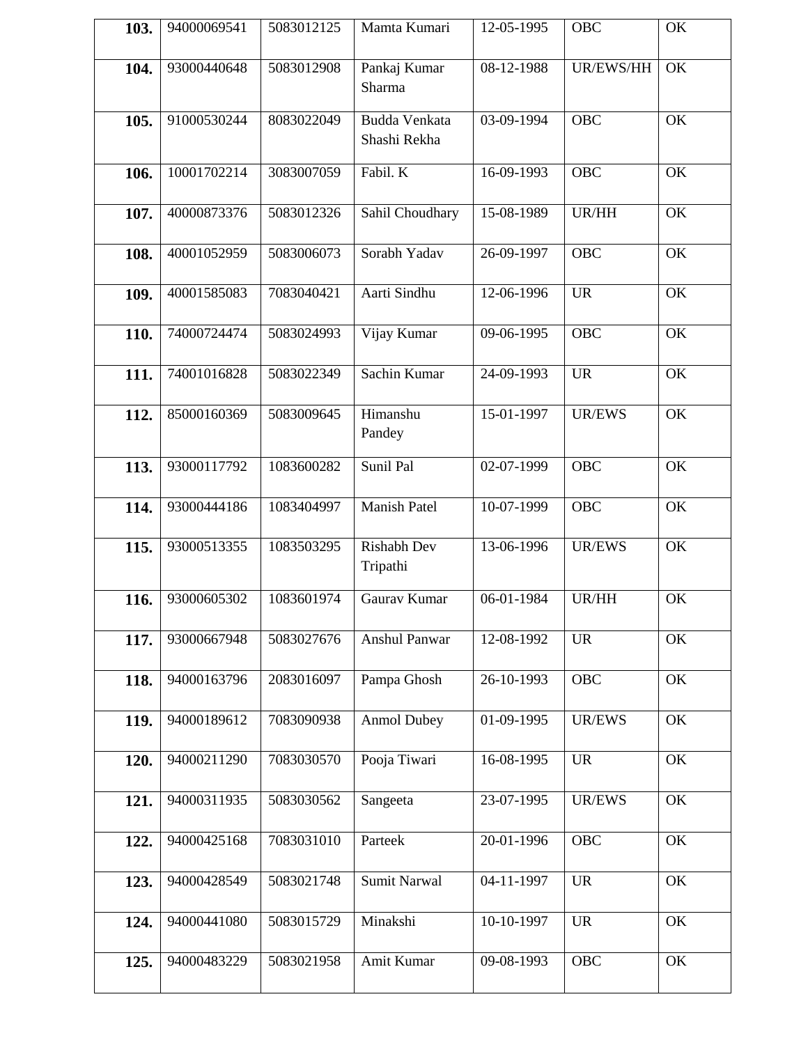| **103.** | 94000069541 | 5083012125 | Mamta Kumari | 12-05-1995 | OBC | OK |
|---|---|---|---|---|---|---|
| **104.** | 93000440648 | 5083012908 | Pankaj Kumar Sharma | 08-12-1988 | UR/EWS/HH | OK |
| **105.** | 91000530244 | 8083022049 | Budda Venkata Shashi Rekha | 03-09-1994 | OBC | OK |
| **106.** | 10001702214 | 3083007059 | Fabil. K | 16-09-1993 | OBC | OK |
| **107.** | 40000873376 | 5083012326 | Sahil Choudhary | 15-08-1989 | UR/HH | OK |
| **108.** | 40001052959 | 5083006073 | Sorabh Yadav | 26-09-1997 | OBC | OK |
| **109.** | 40001585083 | 7083040421 | Aarti Sindhu | 12-06-1996 | UR | OK |
| **110.** | 74000724474 | 5083024993 | Vijay Kumar | 09-06-1995 | OBC | OK |
| **111.** | 74001016828 | 5083022349 | Sachin Kumar | 24-09-1993 | UR | OK |
| **112.** | 85000160369 | 5083009645 | Himanshu Pandey | 15-01-1997 | UR/EWS | OK |
| **113.** | 93000117792 | 1083600282 | Sunil Pal | 02-07-1999 | OBC | OK |
| **114.** | 93000444186 | 1083404997 | Manish Patel | 10-07-1999 | OBC | OK |
| **115.** | 93000513355 | 1083503295 | Rishabh Dev Tripathi | 13-06-1996 | UR/EWS | OK |
| **116.** | 93000605302 | 1083601974 | Gaurav Kumar | 06-01-1984 | UR/HH | OK |
| **117.** | 93000667948 | 5083027676 | Anshul Panwar | 12-08-1992 | UR | OK |
| **118.** | 94000163796 | 2083016097 | Pampa Ghosh | 26-10-1993 | OBC | OK |
| **119.** | 94000189612 | 7083090938 | Anmol Dubey | 01-09-1995 | UR/EWS | OK |
| **120.** | 94000211290 | 7083030570 | Pooja Tiwari | 16-08-1995 | UR | OK |
| **121.** | 94000311935 | 5083030562 | Sangeeta | 23-07-1995 | UR/EWS | OK |
| **122.** | 94000425168 | 7083031010 | Parteek | 20-01-1996 | OBC | OK |
| **123.** | 94000428549 | 5083021748 | Sumit Narwal | 04-11-1997 | UR | OK |
| **124.** | 94000441080 | 5083015729 | Minakshi | 10-10-1997 | UR | OK |
| **125.** | 94000483229 | 5083021958 | Amit Kumar | 09-08-1993 | OBC | OK |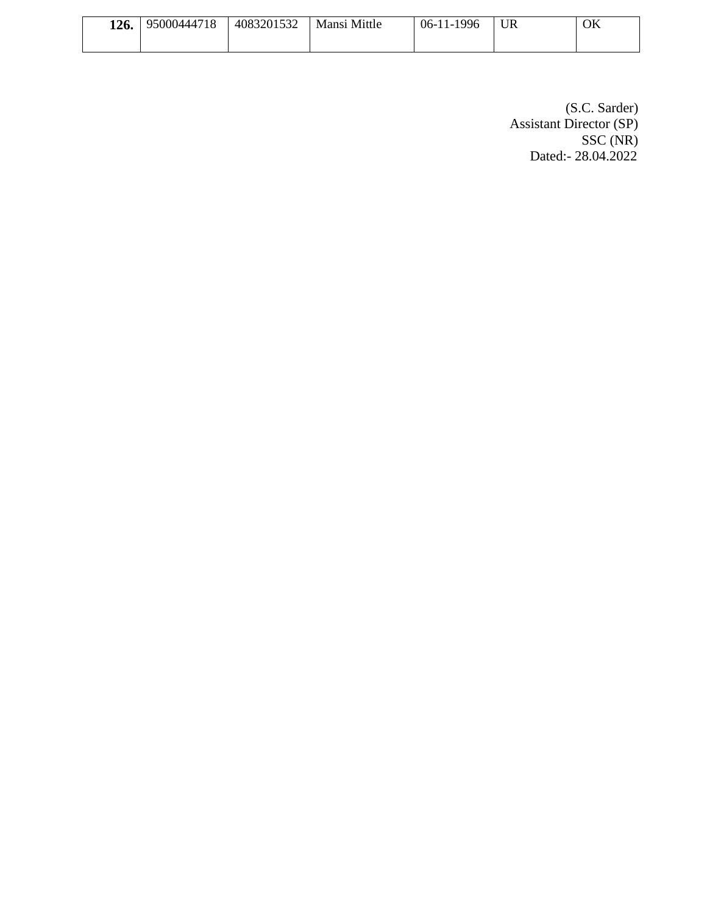| | | | | | | |
|---|---|---|---|---|---|---|
| **126.** | 95000444718 | 4083201532 | Mansi Mittle | 06-11-1996 | UR | OK |

(S.C. Sarder)
Assistant Director (SP)
SSC (NR)
Dated:- 28.04.2022